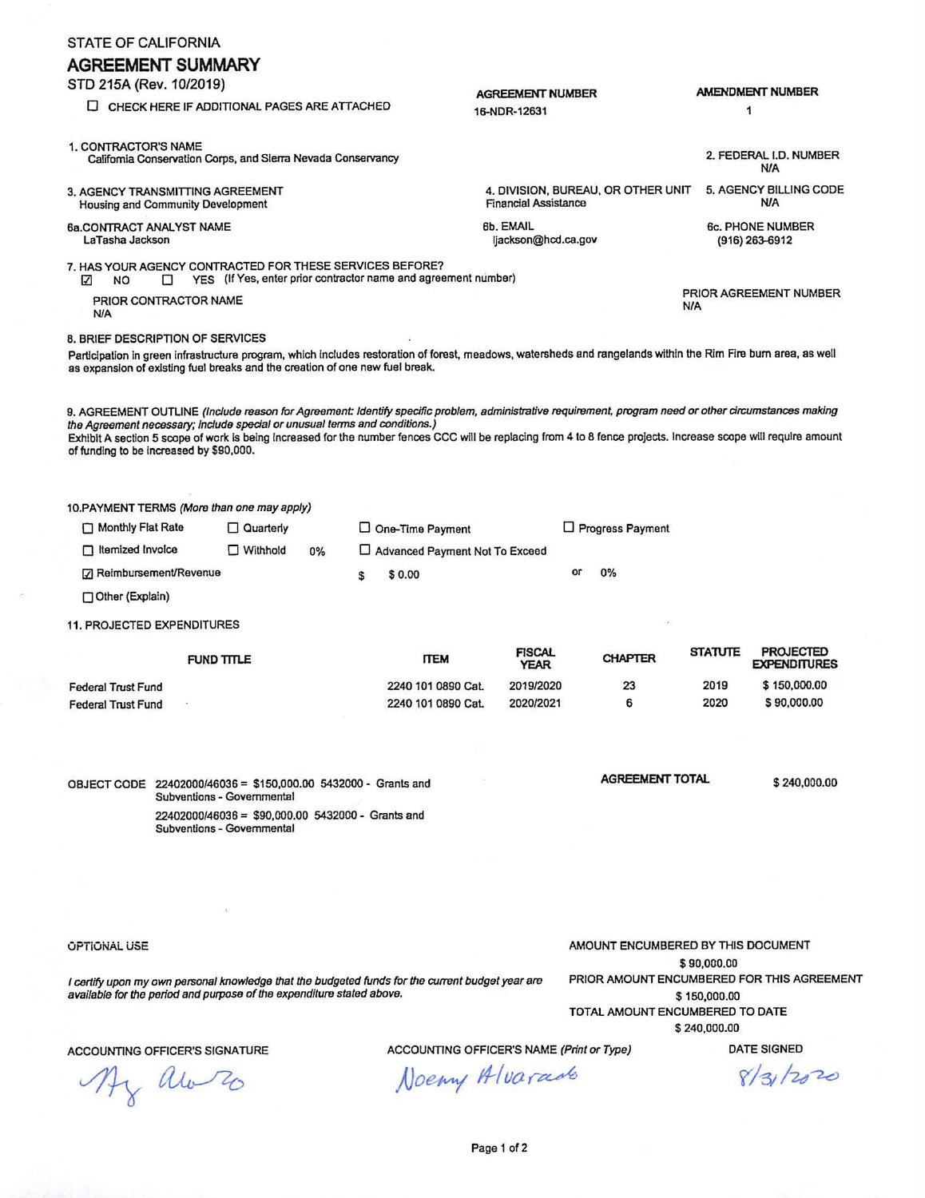STATE OF CALIFORNIA

# AGREEMENT SUMMARY

STD 215A (Rev. 10/2019)

☐ CHECK HERE IF ADDITIONAL PAGES ARE ATTACHED

| AGREEMENT NUMBER | AMENDMENT NUMBER |
|---|---|
| 16-NDR-12631 | 1 |

**1. CONTRACTOR'S NAME**
California Conservation Corps, and Sierra Nevada Conservancy

**2. FEDERAL I.D. NUMBER**
N/A

**3. AGENCY TRANSMITTING AGREEMENT**
Housing and Community Development

**4. DIVISION, BUREAU, OR OTHER UNIT**
Financial Assistance

**5. AGENCY BILLING CODE**
N/A

**6a. CONTRACT ANALYST NAME**
LaTasha Jackson

**6b. EMAIL**
ljackson@hcd.ca.gov

**6c. PHONE NUMBER**
(916) 263-6912

**7. HAS YOUR AGENCY CONTRACTED FOR THESE SERVICES BEFORE?**
☑ NO ☐ YES (If Yes, enter prior contractor name and agreement number)

PRIOR CONTRACTOR NAME
N/A

PRIOR AGREEMENT NUMBER
N/A

**8. BRIEF DESCRIPTION OF SERVICES**

Participation in green infrastructure program, which includes restoration of forest, meadows, watersheds and rangelands within the Rim Fire burn area, as well as expansion of existing fuel breaks and the creation of one new fuel break.

**9. AGREEMENT OUTLINE** *(Include reason for Agreement: Identify specific problem, administrative requirement, program need or other circumstances making the Agreement necessary; include special or unusual terms and conditions.)*

Exhibit A section 5 scope of work is being increased for the number fences CCC will be replacing from 4 to 8 fence projects. Increase scope will require amount of funding to be increased by $90,000.

**10. PAYMENT TERMS** *(More than one may apply)*

- ☐ Monthly Flat Rate
- ☐ Quarterly
- ☐ One-Time Payment
- ☐ Progress Payment
- ☐ Itemized Invoice
- ☐ Withhold 0%
- ☐ Advanced Payment Not To Exceed $ $0.00 or 0%
- ☑ Reimbursement/Revenue
- ☐ Other (Explain)

**11. PROJECTED EXPENDITURES**

| FUND TITLE | ITEM | FISCAL YEAR | CHAPTER | STATUTE | PROJECTED EXPENDITURES |
|---|---|---|---|---|---|
| Federal Trust Fund | 2240 101 0890 Cat. | 2019/2020 | 23 | 2019 | $ 150,000.00 |
| Federal Trust Fund | 2240 101 0890 Cat. | 2020/2021 | 6 | 2020 | $ 90,000.00 |

OBJECT CODE 22402000/46036 = $150,000.00 5432000 - Grants and Subventions - Governmental

22402000/46036 = $90,000.00 5432000 - Grants and Subventions - Governmental

**AGREEMENT TOTAL** $ 240,000.00

OPTIONAL USE

*I certify upon my own personal knowledge that the budgeted funds for the current budget year are available for the period and purpose of the expenditure stated above.*

AMOUNT ENCUMBERED BY THIS DOCUMENT
$ 90,000.00

PRIOR AMOUNT ENCUMBERED FOR THIS AGREEMENT
$ 150,000.00

TOTAL AMOUNT ENCUMBERED TO DATE
$ 240,000.00

| ACCOUNTING OFFICER'S SIGNATURE | ACCOUNTING OFFICER'S NAME *(Print or Type)* | DATE SIGNED |
|---|---|---|
| Ny Alvarado | Noemy Alvarado | 8/31/2020 |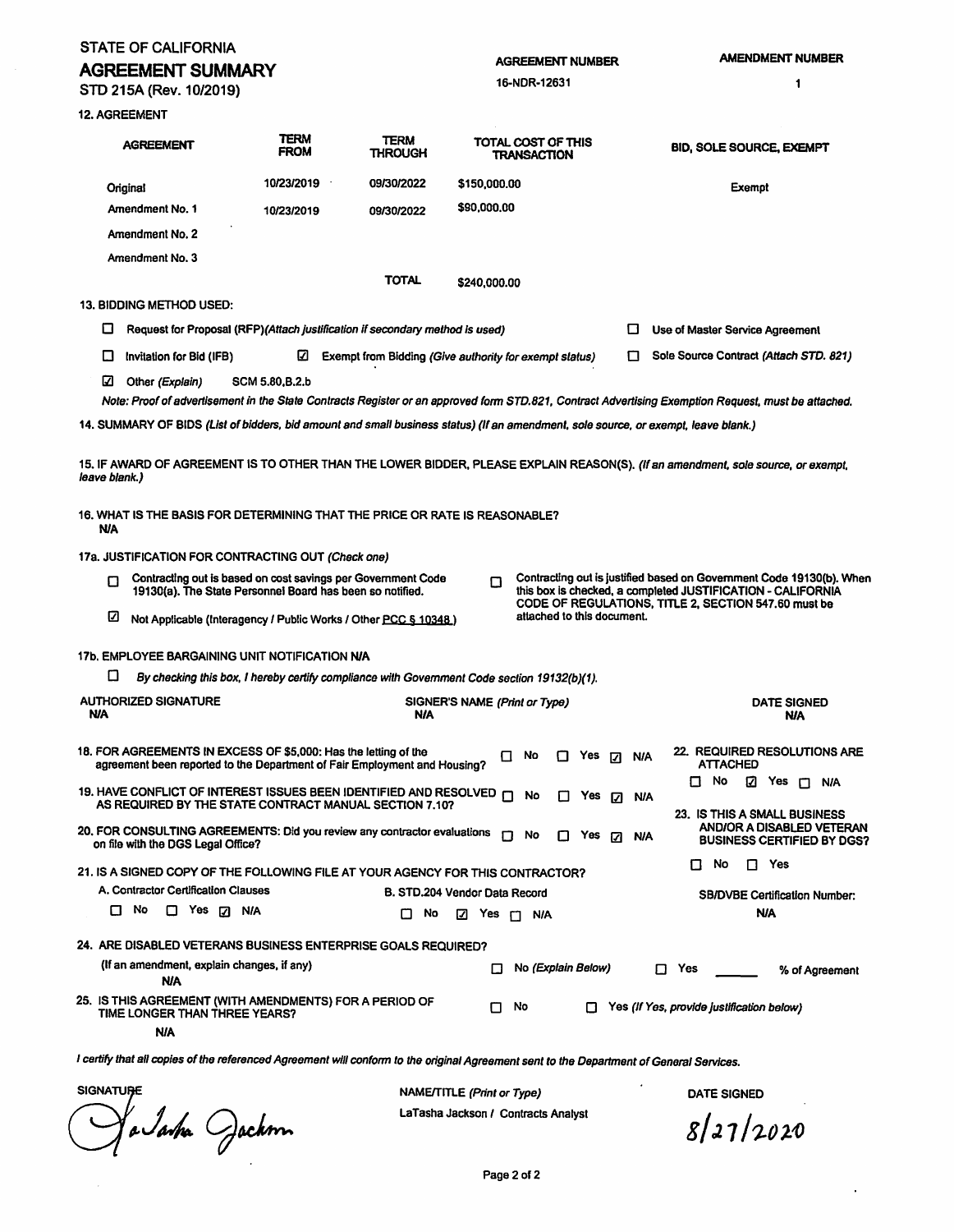STATE OF CALIFORNIA

# AGREEMENT SUMMARY

STD 215A (Rev. 10/2019)

**AGREEMENT NUMBER:** 16-NDR-12631

**AMENDMENT NUMBER:** 1

## 12. AGREEMENT

| AGREEMENT | TERM FROM | TERM THROUGH | TOTAL COST OF THIS TRANSACTION | BID, SOLE SOURCE, EXEMPT |
|---|---|---|---|---|
| Original | 10/23/2019 | 09/30/2022 | $150,000.00 | Exempt |
| Amendment No. 1 | 10/23/2019 | 09/30/2022 | $90,000.00 | |
| Amendment No. 2 | | | | |
| Amendment No. 3 | | | | |
| | | TOTAL | $240,000.00 | |

## 13. BIDDING METHOD USED:

- ☐ Request for Proposal (RFP) *(Attach justification if secondary method is used)*
- ☐ Use of Master Service Agreement
- ☐ Invitation for Bid (IFB)
- ☑ Exempt from Bidding *(Give authority for exempt status)*
- ☐ Sole Source Contract *(Attach STD. 821)*
- ☑ Other *(Explain)* SCM 5.80.B.2.b

*Note: Proof of advertisement in the State Contracts Register or an approved form STD.821, Contract Advertising Exemption Request, must be attached.*

## 14. SUMMARY OF BIDS *(List of bidders, bid amount and small business status) (If an amendment, sole source, or exempt, leave blank.)*

## 15. IF AWARD OF AGREEMENT IS TO OTHER THAN THE LOWER BIDDER, PLEASE EXPLAIN REASON(S). *(If an amendment, sole source, or exempt, leave blank.)*

## 16. WHAT IS THE BASIS FOR DETERMINING THAT THE PRICE OR RATE IS REASONABLE?

N/A

## 17a. JUSTIFICATION FOR CONTRACTING OUT *(Check one)*

- ☐ Contracting out is based on cost savings per Government Code 19130(a). The State Personnel Board has been so notified.
- ☐ Contracting out is justified based on Government Code 19130(b). When this box is checked, a completed JUSTIFICATION - CALIFORNIA CODE OF REGULATIONS, TITLE 2, SECTION 547.60 must be attached to this document.
- ☑ Not Applicable (Interagency / Public Works / Other PCC § 10348 )

## 17b. EMPLOYEE BARGAINING UNIT NOTIFICATION N/A

☐ *By checking this box, I hereby certify compliance with Government Code section 19132(b)(1).*

| AUTHORIZED SIGNATURE | SIGNER'S NAME *(Print or Type)* | DATE SIGNED |
|---|---|---|
| N/A | N/A | N/A |

18. FOR AGREEMENTS IN EXCESS OF $5,000: Has the letting of the agreement been reported to the Department of Fair Employment and Housing? ☐ No ☐ Yes ☑ N/A

19. HAVE CONFLICT OF INTEREST ISSUES BEEN IDENTIFIED AND RESOLVED AS REQUIRED BY THE STATE CONTRACT MANUAL SECTION 7.10? ☐ No ☐ Yes ☑ N/A

20. FOR CONSULTING AGREEMENTS: Did you review any contractor evaluations on file with the DGS Legal Office? ☐ No ☐ Yes ☑ N/A

21. IS A SIGNED COPY OF THE FOLLOWING FILE AT YOUR AGENCY FOR THIS CONTRACTOR?

A. Contractor Certification Clauses ☐ No ☐ Yes ☑ N/A

B. STD.204 Vendor Data Record ☐ No ☑ Yes ☐ N/A

22. REQUIRED RESOLUTIONS ARE ATTACHED ☐ No ☑ Yes ☐ N/A

23. IS THIS A SMALL BUSINESS AND/OR A DISABLED VETERAN BUSINESS CERTIFIED BY DGS? ☐ No ☐ Yes

SB/DVBE Certification Number: N/A

24. ARE DISABLED VETERANS BUSINESS ENTERPRISE GOALS REQUIRED? ☐ No *(Explain Below)* ☐ Yes ______ % of Agreement

(If an amendment, explain changes, if any)

N/A

25. IS THIS AGREEMENT (WITH AMENDMENTS) FOR A PERIOD OF TIME LONGER THAN THREE YEARS? ☐ No ☐ Yes *(If Yes, provide justification below)*

N/A

*I certify that all copies of the referenced Agreement will conform to the original Agreement sent to the Department of General Services.*

| SIGNATURE | NAME/TITLE *(Print or Type)* | DATE SIGNED |
|---|---|---|
| LaTasha Jackson | LaTasha Jackson / Contracts Analyst | 8/27/2020 |